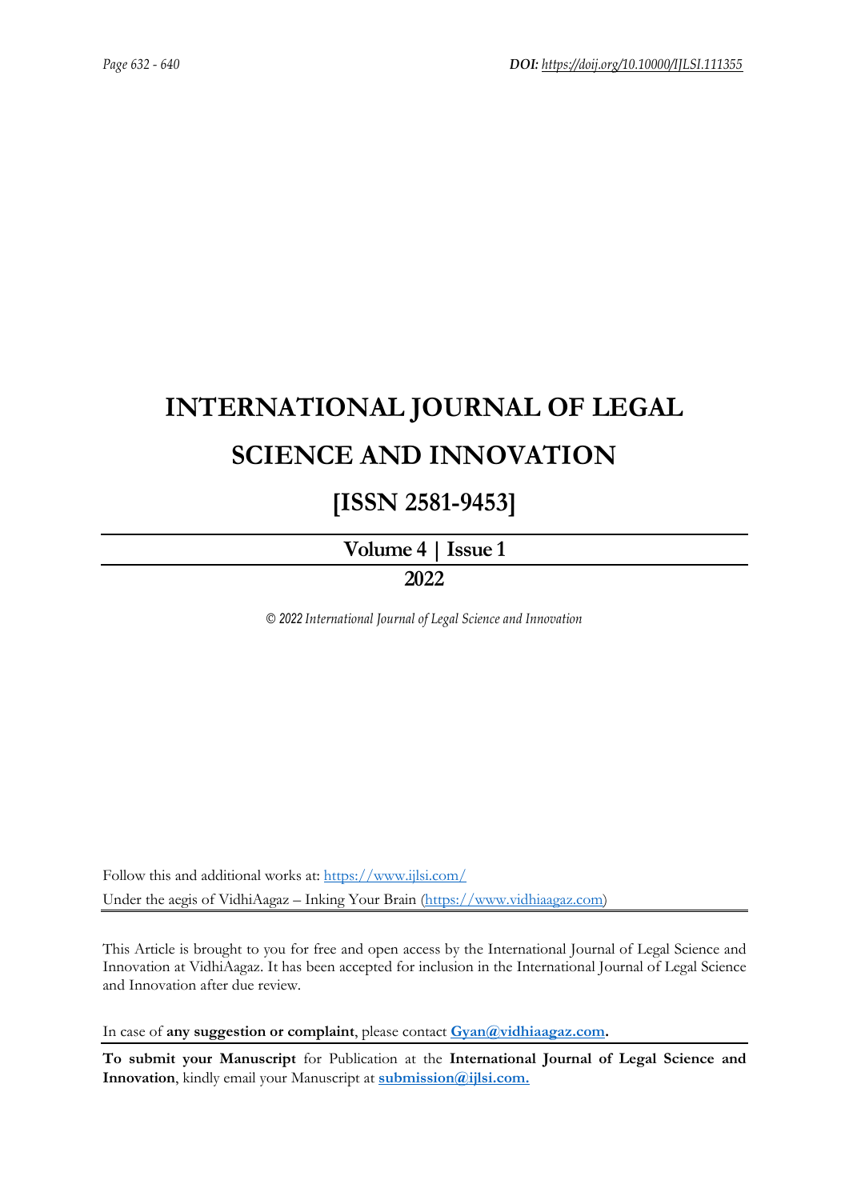# INTERNATIONAL JOURNAL OF LEGAL SCIENCE AND INNOVATION

## [ISSN 2581-9453]

**Volume 4 | Issue 1**

**2022**

*© 2022 International Journal of Legal Science and Innovation*

Follow this and additional works at: https://www.ijlsi.com/

Under the aegis of VidhiAagaz – Inking Your Brain (https://www.vidhiaagaz.com)

This Article is brought to you for free and open access by the International Journal of Legal Science and Innovation at VidhiAagaz. It has been accepted for inclusion in the International Journal of Legal Science and Innovation after due review.

In case of **any suggestion or complaint**, please contact **Gyan@vidhiaagaz.com.**

**To submit your Manuscript** for Publication at the **International Journal of Legal Science and Innovation**, kindly email your Manuscript at **submission@ijlsi.com.**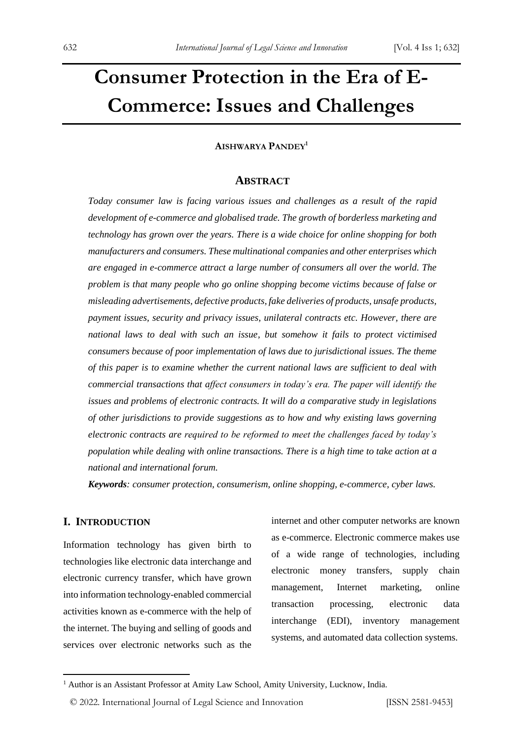# Consumer Protection in the Era of E-Commerce: Issues and Challenges

**AISHWARYA PANDEY**[1]

## ABSTRACT

*Today consumer law is facing various issues and challenges as a result of the rapid development of e-commerce and globalised trade. The growth of borderless marketing and technology has grown over the years. There is a wide choice for online shopping for both manufacturers and consumers. These multinational companies and other enterprises which are engaged in e-commerce attract a large number of consumers all over the world. The problem is that many people who go online shopping become victims because of false or misleading advertisements, defective products, fake deliveries of products, unsafe products, payment issues, security and privacy issues, unilateral contracts etc. However, there are national laws to deal with such an issue, but somehow it fails to protect victimised consumers because of poor implementation of laws due to jurisdictional issues. The theme of this paper is to examine whether the current national laws are sufficient to deal with commercial transactions that affect consumers in today's era. The paper will identify the issues and problems of electronic contracts. It will do a comparative study in legislations of other jurisdictions to provide suggestions as to how and why existing laws governing electronic contracts are required to be reformed to meet the challenges faced by today's population while dealing with online transactions. There is a high time to take action at a national and international forum.*

***Keywords**: consumer protection, consumerism, online shopping, e-commerce, cyber laws.*

## I. INTRODUCTION

Information technology has given birth to technologies like electronic data interchange and electronic currency transfer, which have grown into information technology-enabled commercial activities known as e-commerce with the help of the internet. The buying and selling of goods and services over electronic networks such as the internet and other computer networks are known as e-commerce. Electronic commerce makes use of a wide range of technologies, including electronic money transfers, supply chain management, Internet marketing, online transaction processing, electronic data interchange (EDI), inventory management systems, and automated data collection systems.

---

[1] Author is an Assistant Professor at Amity Law School, Amity University, Lucknow, India.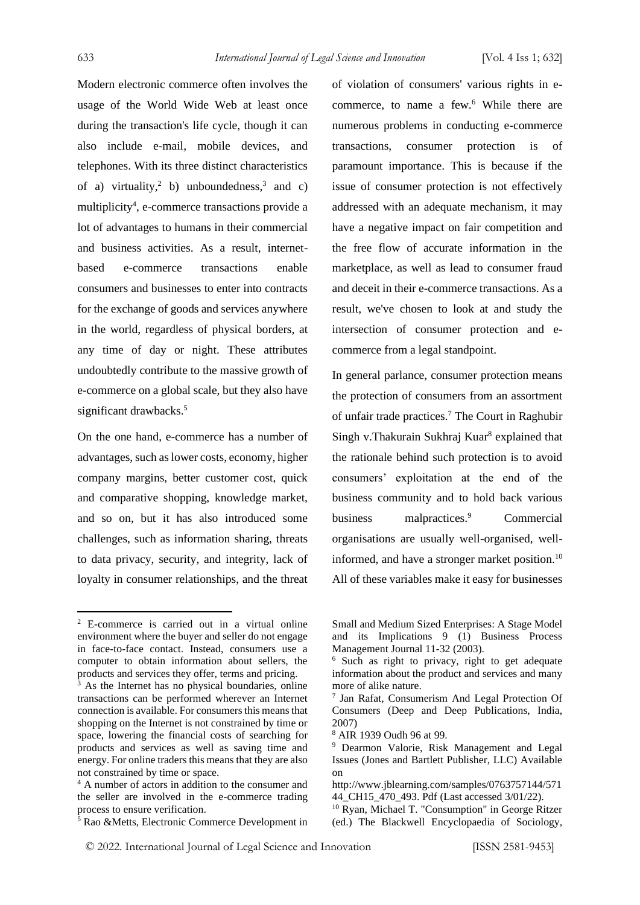Modern electronic commerce often involves the usage of the World Wide Web at least once during the transaction's life cycle, though it can also include e-mail, mobile devices, and telephones. With its three distinct characteristics of a) virtuality,[2] b) unboundedness,[3] and c) multiplicity[4], e-commerce transactions provide a lot of advantages to humans in their commercial and business activities. As a result, internet-based e-commerce transactions enable consumers and businesses to enter into contracts for the exchange of goods and services anywhere in the world, regardless of physical borders, at any time of day or night. These attributes undoubtedly contribute to the massive growth of e-commerce on a global scale, but they also have significant drawbacks.[5]

On the one hand, e-commerce has a number of advantages, such as lower costs, economy, higher company margins, better customer cost, quick and comparative shopping, knowledge market, and so on, but it has also introduced some challenges, such as information sharing, threats to data privacy, security, and integrity, lack of loyalty in consumer relationships, and the threat of violation of consumers' various rights in e-commerce, to name a few.[6] While there are numerous problems in conducting e-commerce transactions, consumer protection is of paramount importance. This is because if the issue of consumer protection is not effectively addressed with an adequate mechanism, it may have a negative impact on fair competition and the free flow of accurate information in the marketplace, as well as lead to consumer fraud and deceit in their e-commerce transactions. As a result, we've chosen to look at and study the intersection of consumer protection and e-commerce from a legal standpoint.

In general parlance, consumer protection means the protection of consumers from an assortment of unfair trade practices.[7] The Court in Raghubir Singh v.Thakurain Sukhraj Kuar[8] explained that the rationale behind such protection is to avoid consumers' exploitation at the end of the business community and to hold back various business malpractices.[9] Commercial organisations are usually well-organised, well-informed, and have a stronger market position.[10] All of these variables make it easy for businesses

---

[2] E-commerce is carried out in a virtual online environment where the buyer and seller do not engage in face-to-face contact. Instead, consumers use a computer to obtain information about sellers, the products and services they offer, terms and pricing.

[3] As the Internet has no physical boundaries, online transactions can be performed wherever an Internet connection is available. For consumers this means that shopping on the Internet is not constrained by time or space, lowering the financial costs of searching for products and services as well as saving time and energy. For online traders this means that they are also not constrained by time or space.

[4] A number of actors in addition to the consumer and the seller are involved in the e-commerce trading process to ensure verification.

[5] Rao &Metts, Electronic Commerce Development in Small and Medium Sized Enterprises: A Stage Model and its Implications 9 (1) Business Process Management Journal 11-32 (2003).

[6] Such as right to privacy, right to get adequate information about the product and services and many more of alike nature.

[7] Jan Rafat, Consumerism And Legal Protection Of Consumers (Deep and Deep Publications, India, 2007)

[8] AIR 1939 Oudh 96 at 99.

[9] Dearmon Valorie, Risk Management and Legal Issues (Jones and Bartlett Publisher, LLC) Available on http://www.jblearning.com/samples/0763757144/57144_CH15_470_493. Pdf (Last accessed 3/01/22).

[10] Ryan, Michael T. "Consumption" in George Ritzer (ed.) The Blackwell Encyclopaedia of Sociology,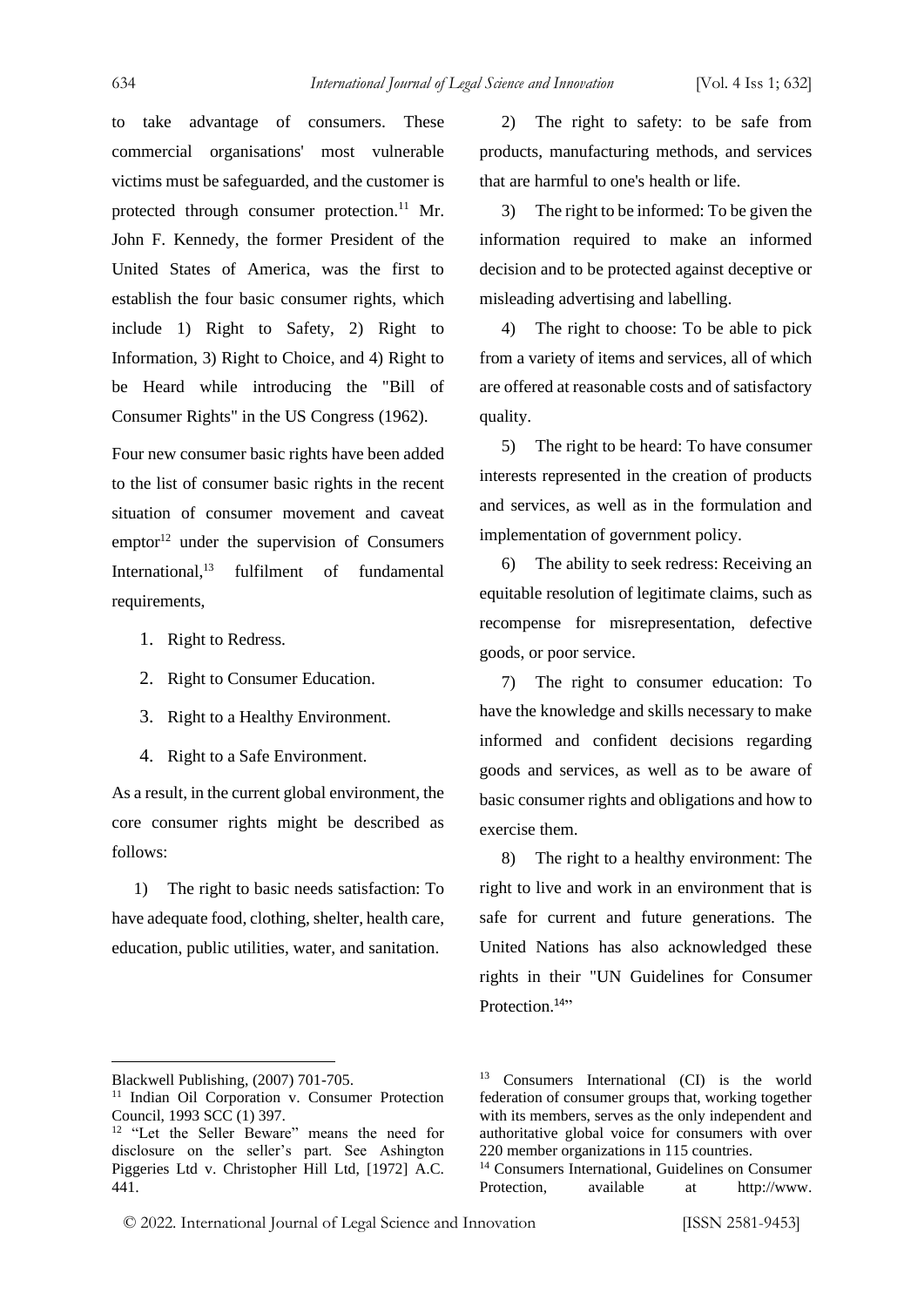to take advantage of consumers. These commercial organisations' most vulnerable victims must be safeguarded, and the customer is protected through consumer protection.[11] Mr. John F. Kennedy, the former President of the United States of America, was the first to establish the four basic consumer rights, which include 1) Right to Safety, 2) Right to Information, 3) Right to Choice, and 4) Right to be Heard while introducing the "Bill of Consumer Rights" in the US Congress (1962).

Four new consumer basic rights have been added to the list of consumer basic rights in the recent situation of consumer movement and caveat emptor[12] under the supervision of Consumers International,[13] fulfilment of fundamental requirements,

1. Right to Redress.
2. Right to Consumer Education.
3. Right to a Healthy Environment.
4. Right to a Safe Environment.

As a result, in the current global environment, the core consumer rights might be described as follows:

1) The right to basic needs satisfaction: To have adequate food, clothing, shelter, health care, education, public utilities, water, and sanitation.

2) The right to safety: to be safe from products, manufacturing methods, and services that are harmful to one's health or life.

3) The right to be informed: To be given the information required to make an informed decision and to be protected against deceptive or misleading advertising and labelling.

4) The right to choose: To be able to pick from a variety of items and services, all of which are offered at reasonable costs and of satisfactory quality.

5) The right to be heard: To have consumer interests represented in the creation of products and services, as well as in the formulation and implementation of government policy.

6) The ability to seek redress: Receiving an equitable resolution of legitimate claims, such as recompense for misrepresentation, defective goods, or poor service.

7) The right to consumer education: To have the knowledge and skills necessary to make informed and confident decisions regarding goods and services, as well as to be aware of basic consumer rights and obligations and how to exercise them.

8) The right to a healthy environment: The right to live and work in an environment that is safe for current and future generations. The United Nations has also acknowledged these rights in their "UN Guidelines for Consumer Protection.[14]"

---

Blackwell Publishing, (2007) 701-705.

[11] Indian Oil Corporation v. Consumer Protection Council, 1993 SCC (1) 397.

[12] "Let the Seller Beware" means the need for disclosure on the seller's part. See Ashington Piggeries Ltd v. Christopher Hill Ltd, [1972] A.C. 441.

[13] Consumers International (CI) is the world federation of consumer groups that, working together with its members, serves as the only independent and authoritative global voice for consumers with over 220 member organizations in 115 countries.

[14] Consumers International, Guidelines on Consumer Protection, available at http://www.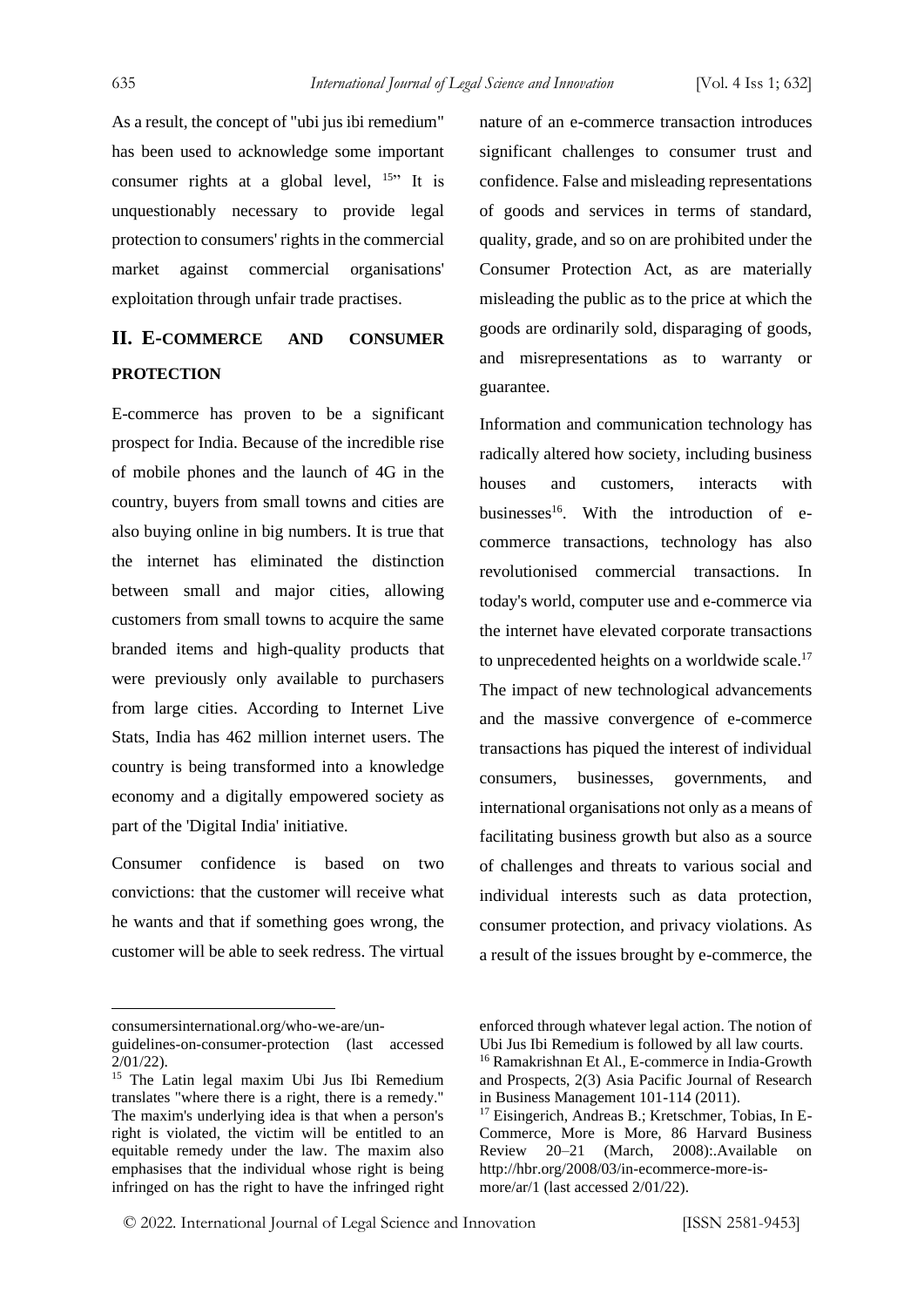As a result, the concept of "ubi jus ibi remedium" has been used to acknowledge some important consumer rights at a global level, [15]" It is unquestionably necessary to provide legal protection to consumers' rights in the commercial market against commercial organisations' exploitation through unfair trade practises.

## II. E-COMMERCE AND CONSUMER PROTECTION

E-commerce has proven to be a significant prospect for India. Because of the incredible rise of mobile phones and the launch of 4G in the country, buyers from small towns and cities are also buying online in big numbers. It is true that the internet has eliminated the distinction between small and major cities, allowing customers from small towns to acquire the same branded items and high-quality products that were previously only available to purchasers from large cities. According to Internet Live Stats, India has 462 million internet users. The country is being transformed into a knowledge economy and a digitally empowered society as part of the 'Digital India' initiative.

Consumer confidence is based on two convictions: that the customer will receive what he wants and that if something goes wrong, the customer will be able to seek redress. The virtual nature of an e-commerce transaction introduces significant challenges to consumer trust and confidence. False and misleading representations of goods and services in terms of standard, quality, grade, and so on are prohibited under the Consumer Protection Act, as are materially misleading the public as to the price at which the goods are ordinarily sold, disparaging of goods, and misrepresentations as to warranty or guarantee.

Information and communication technology has radically altered how society, including business houses and customers, interacts with businesses[16]. With the introduction of e-commerce transactions, technology has also revolutionised commercial transactions. In today's world, computer use and e-commerce via the internet have elevated corporate transactions to unprecedented heights on a worldwide scale.[17] The impact of new technological advancements and the massive convergence of e-commerce transactions has piqued the interest of individual consumers, businesses, governments, and international organisations not only as a means of facilitating business growth but also as a source of challenges and threats to various social and individual interests such as data protection, consumer protection, and privacy violations. As a result of the issues brought by e-commerce, the

---

consumersinternational.org/who-we-are/un-guidelines-on-consumer-protection (last accessed 2/01/22).

[15] The Latin legal maxim Ubi Jus Ibi Remedium translates "where there is a right, there is a remedy." The maxim's underlying idea is that when a person's right is violated, the victim will be entitled to an equitable remedy under the law. The maxim also emphasises that the individual whose right is being infringed on has the right to have the infringed right enforced through whatever legal action. The notion of Ubi Jus Ibi Remedium is followed by all law courts.

[16] Ramakrishnan Et Al., E-commerce in India-Growth and Prospects, 2(3) Asia Pacific Journal of Research in Business Management 101-114 (2011).

[17] Eisingerich, Andreas B.; Kretschmer, Tobias, In E-Commerce, More is More, 86 Harvard Business Review 20–21 (March, 2008):.Available on http://hbr.org/2008/03/in-ecommerce-more-is-more/ar/1 (last accessed 2/01/22).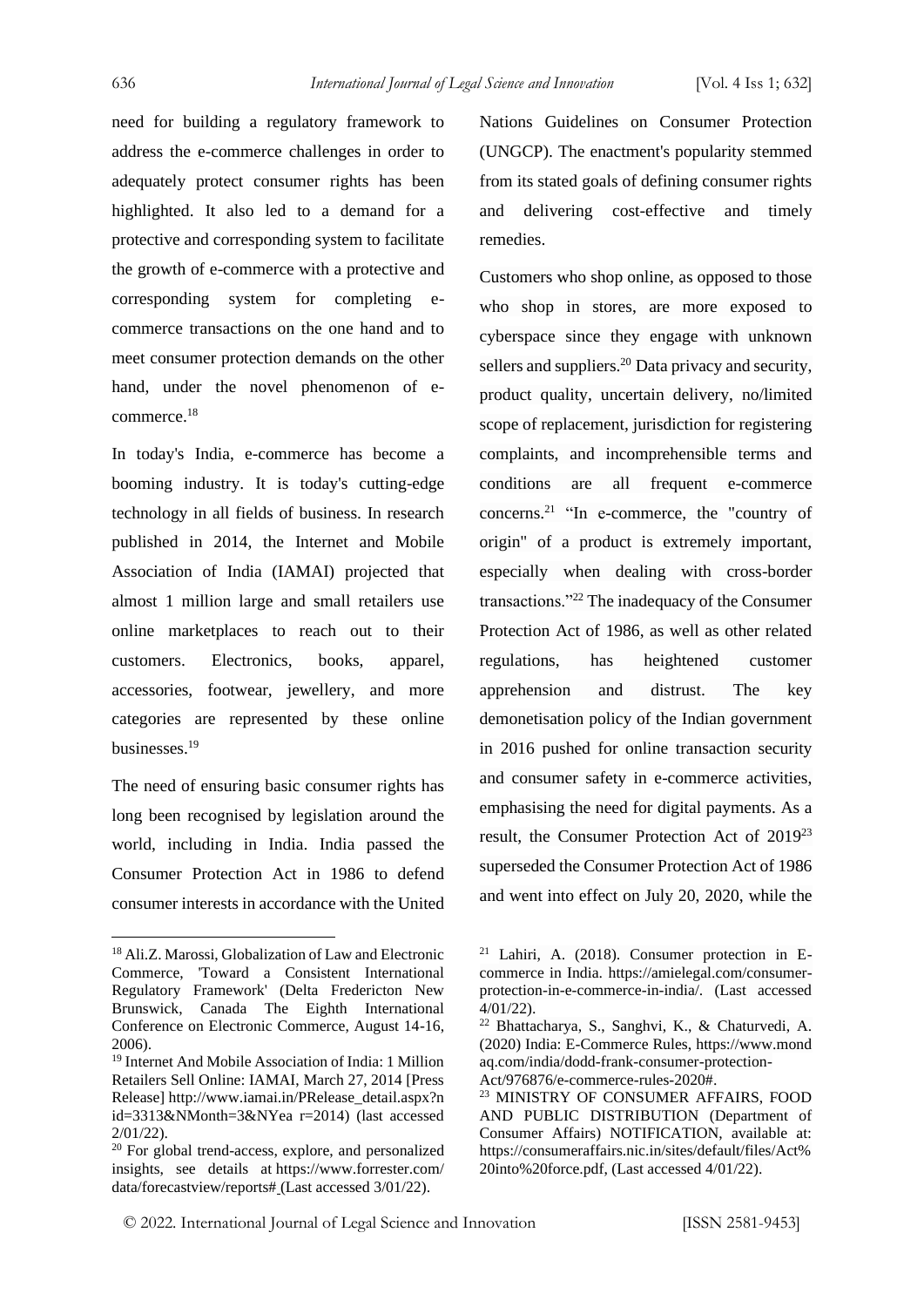need for building a regulatory framework to address the e-commerce challenges in order to adequately protect consumer rights has been highlighted. It also led to a demand for a protective and corresponding system to facilitate the growth of e-commerce with a protective and corresponding system for completing e-commerce transactions on the one hand and to meet consumer protection demands on the other hand, under the novel phenomenon of e-commerce.[18]

In today's India, e-commerce has become a booming industry. It is today's cutting-edge technology in all fields of business. In research published in 2014, the Internet and Mobile Association of India (IAMAI) projected that almost 1 million large and small retailers use online marketplaces to reach out to their customers. Electronics, books, apparel, accessories, footwear, jewellery, and more categories are represented by these online businesses.[19]

The need of ensuring basic consumer rights has long been recognised by legislation around the world, including in India. India passed the Consumer Protection Act in 1986 to defend consumer interests in accordance with the United Nations Guidelines on Consumer Protection (UNGCP). The enactment's popularity stemmed from its stated goals of defining consumer rights and delivering cost-effective and timely remedies.

Customers who shop online, as opposed to those who shop in stores, are more exposed to cyberspace since they engage with unknown sellers and suppliers.[20] Data privacy and security, product quality, uncertain delivery, no/limited scope of replacement, jurisdiction for registering complaints, and incomprehensible terms and conditions are all frequent e-commerce concerns.[21] "In e-commerce, the "country of origin" of a product is extremely important, especially when dealing with cross-border transactions."[22] The inadequacy of the Consumer Protection Act of 1986, as well as other related regulations, has heightened customer apprehension and distrust. The key demonetisation policy of the Indian government in 2016 pushed for online transaction security and consumer safety in e-commerce activities, emphasising the need for digital payments. As a result, the Consumer Protection Act of 2019[23] superseded the Consumer Protection Act of 1986 and went into effect on July 20, 2020, while the

---

[18] Ali.Z. Marossi, Globalization of Law and Electronic Commerce, 'Toward a Consistent International Regulatory Framework' (Delta Fredericton New Brunswick, Canada The Eighth International Conference on Electronic Commerce, August 14-16, 2006).

[19] Internet And Mobile Association of India: 1 Million Retailers Sell Online: IAMAI, March 27, 2014 [Press Release] http://www.iamai.in/PRelease_detail.aspx?nid=3313&NMonth=3&NYea r=2014) (last accessed 2/01/22).

[20] For global trend-access, explore, and personalized insights, see details at https://www.forrester.com/data/forecastview/reports# (Last accessed 3/01/22).

[21] Lahiri, A. (2018). Consumer protection in E-commerce in India. https://amielegal.com/consumer-protection-in-e-commerce-in-india/. (Last accessed 4/01/22).

[22] Bhattacharya, S., Sanghvi, K., & Chaturvedi, A. (2020) India: E-Commerce Rules, https://www.mondaq.com/india/dodd-frank-consumer-protection-Act/976876/e-commerce-rules-2020#.

[23] MINISTRY OF CONSUMER AFFAIRS, FOOD AND PUBLIC DISTRIBUTION (Department of Consumer Affairs) NOTIFICATION, available at: https://consumeraffairs.nic.in/sites/default/files/Act%20into%20force.pdf, (Last accessed 4/01/22).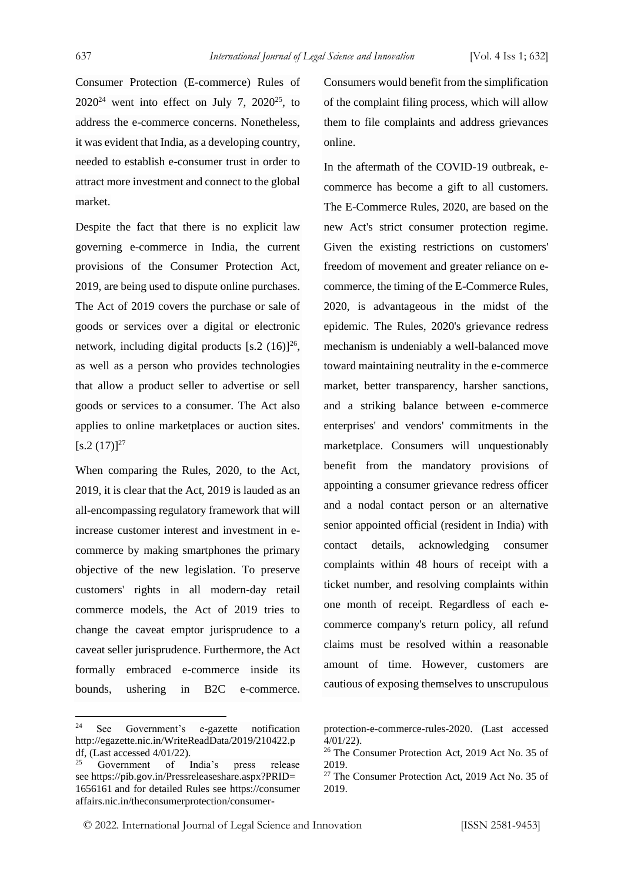Consumer Protection (E-commerce) Rules of 2020[24] went into effect on July 7, 2020[25], to address the e-commerce concerns. Nonetheless, it was evident that India, as a developing country, needed to establish e-consumer trust in order to attract more investment and connect to the global market.

Despite the fact that there is no explicit law governing e-commerce in India, the current provisions of the Consumer Protection Act, 2019, are being used to dispute online purchases. The Act of 2019 covers the purchase or sale of goods or services over a digital or electronic network, including digital products [s.2 (16)][26], as well as a person who provides technologies that allow a product seller to advertise or sell goods or services to a consumer. The Act also applies to online marketplaces or auction sites. [s.2 (17)][27]

When comparing the Rules, 2020, to the Act, 2019, it is clear that the Act, 2019 is lauded as an all-encompassing regulatory framework that will increase customer interest and investment in e-commerce by making smartphones the primary objective of the new legislation. To preserve customers' rights in all modern-day retail commerce models, the Act of 2019 tries to change the caveat emptor jurisprudence to a caveat seller jurisprudence. Furthermore, the Act formally embraced e-commerce inside its bounds, ushering in B2C e-commerce. Consumers would benefit from the simplification of the complaint filing process, which will allow them to file complaints and address grievances online.

In the aftermath of the COVID-19 outbreak, e-commerce has become a gift to all customers. The E-Commerce Rules, 2020, are based on the new Act's strict consumer protection regime. Given the existing restrictions on customers' freedom of movement and greater reliance on e-commerce, the timing of the E-Commerce Rules, 2020, is advantageous in the midst of the epidemic. The Rules, 2020's grievance redress mechanism is undeniably a well-balanced move toward maintaining neutrality in the e-commerce market, better transparency, harsher sanctions, and a striking balance between e-commerce enterprises' and vendors' commitments in the marketplace. Consumers will unquestionably benefit from the mandatory provisions of appointing a consumer grievance redress officer and a nodal contact person or an alternative senior appointed official (resident in India) with contact details, acknowledging consumer complaints within 48 hours of receipt with a ticket number, and resolving complaints within one month of receipt. Regardless of each e-commerce company's return policy, all refund claims must be resolved within a reasonable amount of time. However, customers are cautious of exposing themselves to unscrupulous

---

[24] See Government's e-gazette notification http://egazette.nic.in/WriteReadData/2019/210422.pdf, (Last accessed 4/01/22).

[25] Government of India's press release see https://pib.gov.in/Pressreleaseshare.aspx?PRID=1656161 and for detailed Rules see https://consumeraffairs.nic.in/theconsumerprotection/consumer-protection-e-commerce-rules-2020. (Last accessed 4/01/22).

[26] The Consumer Protection Act, 2019 Act No. 35 of 2019.

[27] The Consumer Protection Act, 2019 Act No. 35 of 2019.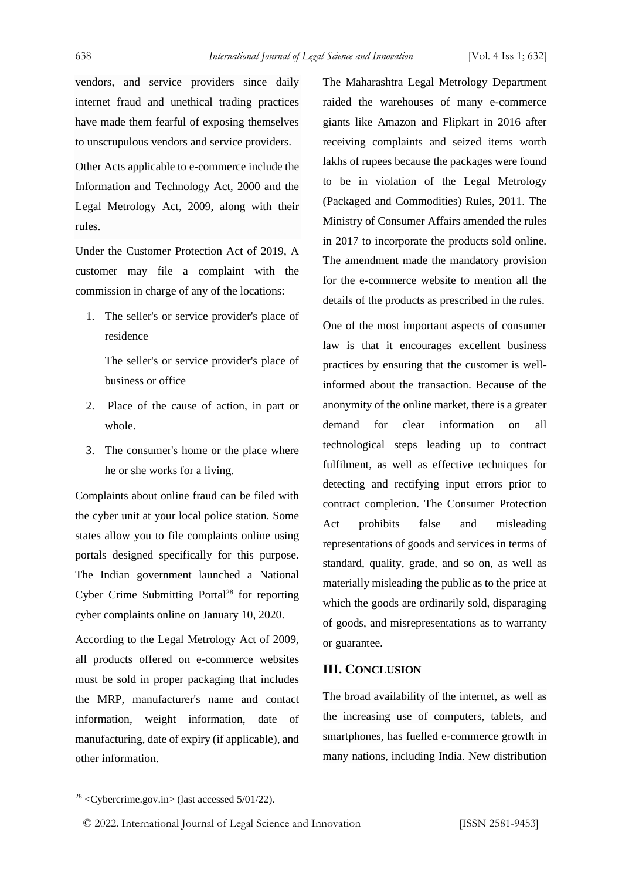vendors, and service providers since daily internet fraud and unethical trading practices have made them fearful of exposing themselves to unscrupulous vendors and service providers.

Other Acts applicable to e-commerce include the Information and Technology Act, 2000 and the Legal Metrology Act, 2009, along with their rules.

Under the Customer Protection Act of 2019, A customer may file a complaint with the commission in charge of any of the locations:

1. The seller's or service provider's place of residence

   The seller's or service provider's place of business or office

2. Place of the cause of action, in part or whole.

3. The consumer's home or the place where he or she works for a living.

Complaints about online fraud can be filed with the cyber unit at your local police station. Some states allow you to file complaints online using portals designed specifically for this purpose. The Indian government launched a National Cyber Crime Submitting Portal[28] for reporting cyber complaints online on January 10, 2020.

According to the Legal Metrology Act of 2009, all products offered on e-commerce websites must be sold in proper packaging that includes the MRP, manufacturer's name and contact information, weight information, date of manufacturing, date of expiry (if applicable), and other information.

The Maharashtra Legal Metrology Department raided the warehouses of many e-commerce giants like Amazon and Flipkart in 2016 after receiving complaints and seized items worth lakhs of rupees because the packages were found to be in violation of the Legal Metrology (Packaged and Commodities) Rules, 2011. The Ministry of Consumer Affairs amended the rules in 2017 to incorporate the products sold online. The amendment made the mandatory provision for the e-commerce website to mention all the details of the products as prescribed in the rules.

One of the most important aspects of consumer law is that it encourages excellent business practices by ensuring that the customer is well-informed about the transaction. Because of the anonymity of the online market, there is a greater demand for clear information on all technological steps leading up to contract fulfilment, as well as effective techniques for detecting and rectifying input errors prior to contract completion. The Consumer Protection Act prohibits false and misleading representations of goods and services in terms of standard, quality, grade, and so on, as well as materially misleading the public as to the price at which the goods are ordinarily sold, disparaging of goods, and misrepresentations as to warranty or guarantee.

## III. Conclusion

The broad availability of the internet, as well as the increasing use of computers, tablets, and smartphones, has fuelled e-commerce growth in many nations, including India. New distribution

---

[28] <Cybercrime.gov.in> (last accessed 5/01/22).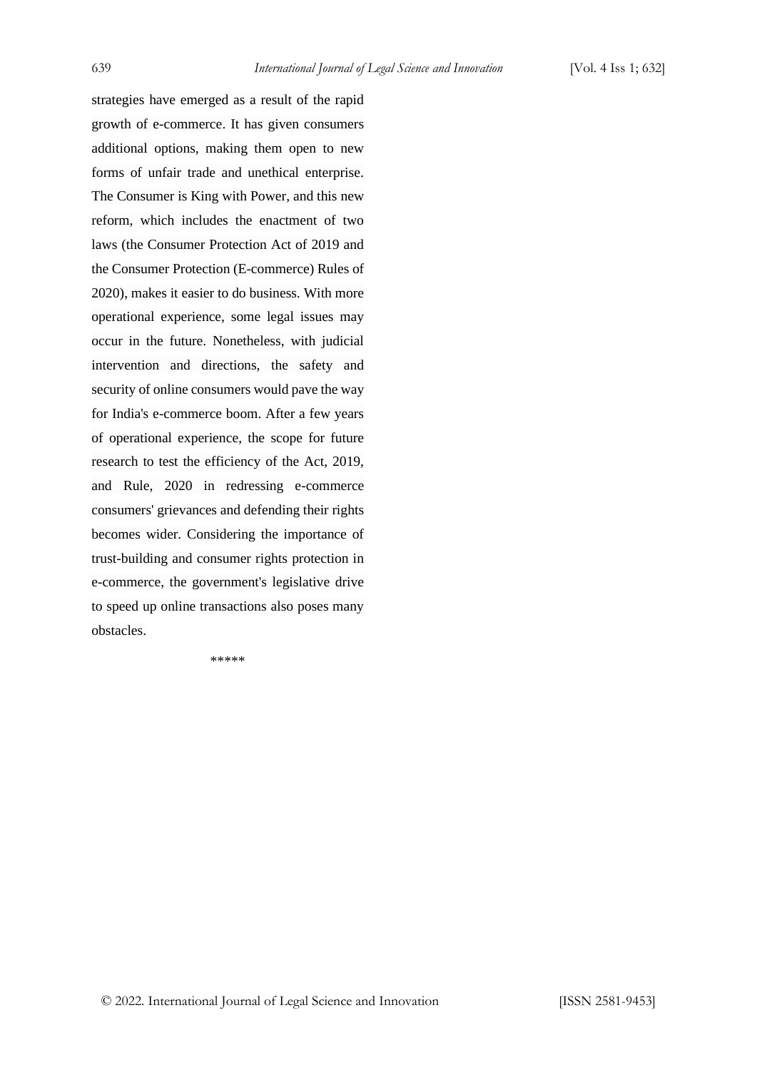strategies have emerged as a result of the rapid growth of e-commerce. It has given consumers additional options, making them open to new forms of unfair trade and unethical enterprise. The Consumer is King with Power, and this new reform, which includes the enactment of two laws (the Consumer Protection Act of 2019 and the Consumer Protection (E-commerce) Rules of 2020), makes it easier to do business. With more operational experience, some legal issues may occur in the future. Nonetheless, with judicial intervention and directions, the safety and security of online consumers would pave the way for India's e-commerce boom. After a few years of operational experience, the scope for future research to test the efficiency of the Act, 2019, and Rule, 2020 in redressing e-commerce consumers' grievances and defending their rights becomes wider. Considering the importance of trust-building and consumer rights protection in e-commerce, the government's legislative drive to speed up online transactions also poses many obstacles.

*****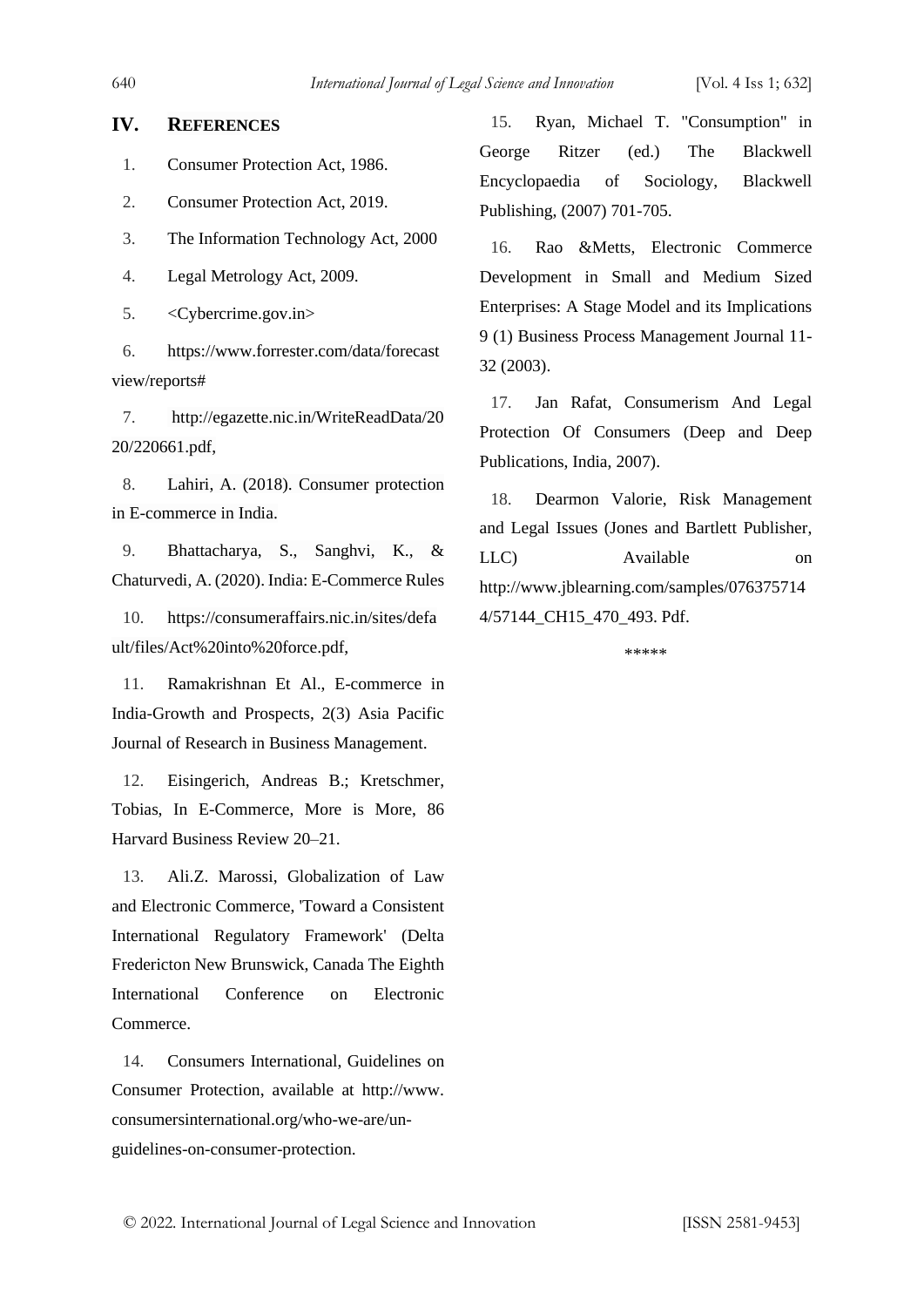## IV. REFERENCES

1. Consumer Protection Act, 1986.
2. Consumer Protection Act, 2019.
3. The Information Technology Act, 2000
4. Legal Metrology Act, 2009.
5. <Cybercrime.gov.in>
6. https://www.forrester.com/data/forecastview/reports#
7. http://egazette.nic.in/WriteReadData/2020/220661.pdf,
8. Lahiri, A. (2018). Consumer protection in E-commerce in India.
9. Bhattacharya, S., Sanghvi, K., & Chaturvedi, A. (2020). India: E-Commerce Rules
10. https://consumeraffairs.nic.in/sites/default/files/Act%20into%20force.pdf,
11. Ramakrishnan Et Al., E-commerce in India-Growth and Prospects, 2(3) Asia Pacific Journal of Research in Business Management.
12. Eisingerich, Andreas B.; Kretschmer, Tobias, In E-Commerce, More is More, 86 Harvard Business Review 20–21.
13. Ali.Z. Marossi, Globalization of Law and Electronic Commerce, 'Toward a Consistent International Regulatory Framework' (Delta Fredericton New Brunswick, Canada The Eighth International Conference on Electronic Commerce.
14. Consumers International, Guidelines on Consumer Protection, available at http://www.consumersinternational.org/who-we-are/un-guidelines-on-consumer-protection.
15. Ryan, Michael T. "Consumption" in George Ritzer (ed.) The Blackwell Encyclopaedia of Sociology, Blackwell Publishing, (2007) 701-705.
16. Rao &Metts, Electronic Commerce Development in Small and Medium Sized Enterprises: A Stage Model and its Implications 9 (1) Business Process Management Journal 11-32 (2003).
17. Jan Rafat, Consumerism And Legal Protection Of Consumers (Deep and Deep Publications, India, 2007).
18. Dearmon Valorie, Risk Management and Legal Issues (Jones and Bartlett Publisher, LLC) Available on http://www.jblearning.com/samples/0763757144/57144_CH15_470_493. Pdf.

*****